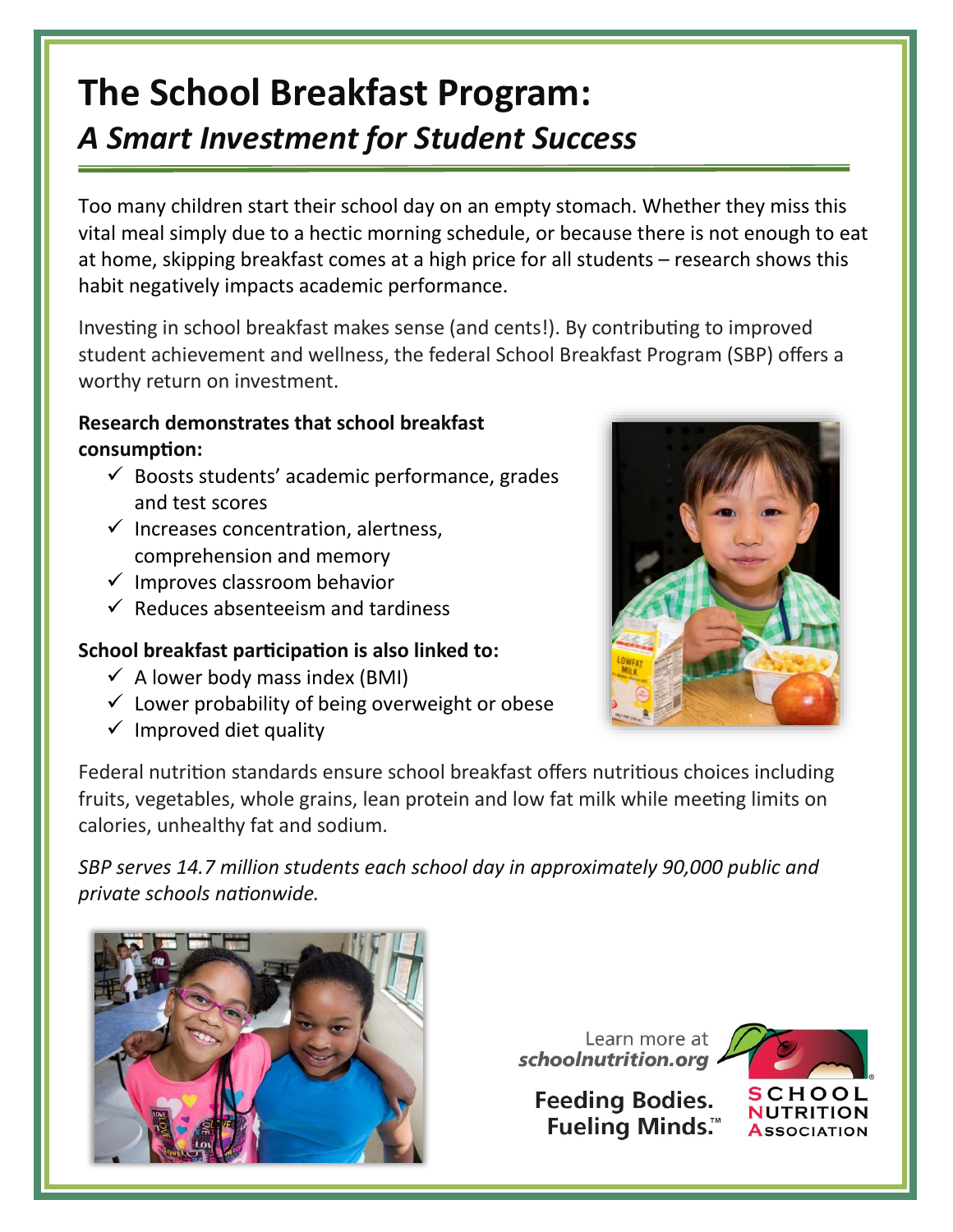# The School Breakfast Program:
## *A Smart Investment for Student Success*

Too many children start their school day on an empty stomach. Whether they miss this vital meal simply due to a hectic morning schedule, or because there is not enough to eat at home, skipping breakfast comes at a high price for all students – research shows this habit negatively impacts academic performance.

Investing in school breakfast makes sense (and cents!). By contributing to improved student achievement and wellness, the federal School Breakfast Program (SBP) offers a worthy return on investment.

**Research demonstrates that school breakfast consumption:**

- ✓ Boosts students' academic performance, grades and test scores
- ✓ Increases concentration, alertness, comprehension and memory
- ✓ Improves classroom behavior
- ✓ Reduces absenteeism and tardiness

**School breakfast participation is also linked to:**

- ✓ A lower body mass index (BMI)
- ✓ Lower probability of being overweight or obese
- ✓ Improved diet quality

Federal nutrition standards ensure school breakfast offers nutritious choices including fruits, vegetables, whole grains, lean protein and low fat milk while meeting limits on calories, unhealthy fat and sodium.

*SBP serves 14.7 million students each school day in approximately 90,000 public and private schools nationwide.*

Learn more at ***schoolnutrition.org***

**Feeding Bodies. Fueling Minds.™**

SCHOOL NUTRITION ASSOCIATION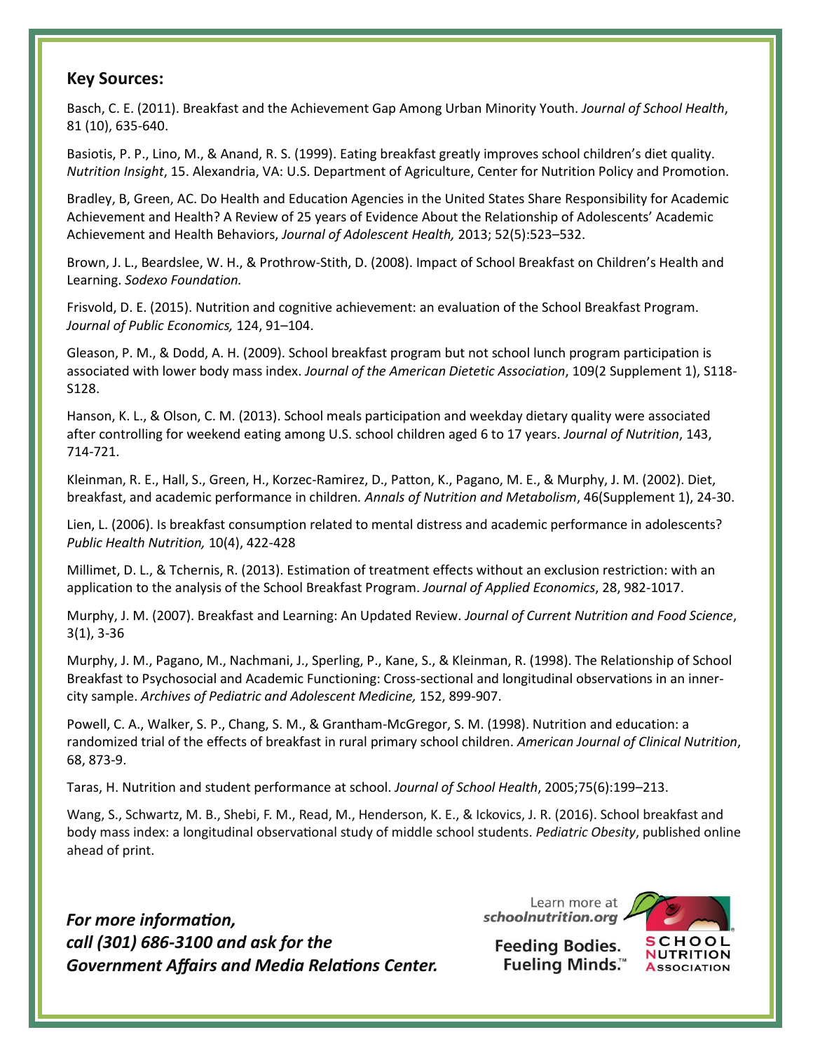## Key Sources:

Basch, C. E. (2011). Breakfast and the Achievement Gap Among Urban Minority Youth. *Journal of School Health*, 81 (10), 635-640.

Basiotis, P. P., Lino, M., & Anand, R. S. (1999). Eating breakfast greatly improves school children's diet quality. *Nutrition Insight*, 15. Alexandria, VA: U.S. Department of Agriculture, Center for Nutrition Policy and Promotion.

Bradley, B, Green, AC. Do Health and Education Agencies in the United States Share Responsibility for Academic Achievement and Health? A Review of 25 years of Evidence About the Relationship of Adolescents' Academic Achievement and Health Behaviors, *Journal of Adolescent Health,* 2013; 52(5):523–532.

Brown, J. L., Beardslee, W. H., & Prothrow-Stith, D. (2008). Impact of School Breakfast on Children's Health and Learning. *Sodexo Foundation.*

Frisvold, D. E. (2015). Nutrition and cognitive achievement: an evaluation of the School Breakfast Program. *Journal of Public Economics,* 124, 91–104.

Gleason, P. M., & Dodd, A. H. (2009). School breakfast program but not school lunch program participation is associated with lower body mass index. *Journal of the American Dietetic Association*, 109(2 Supplement 1), S118-S128.

Hanson, K. L., & Olson, C. M. (2013). School meals participation and weekday dietary quality were associated after controlling for weekend eating among U.S. school children aged 6 to 17 years. *Journal of Nutrition*, 143, 714-721.

Kleinman, R. E., Hall, S., Green, H., Korzec-Ramirez, D., Patton, K., Pagano, M. E., & Murphy, J. M. (2002). Diet, breakfast, and academic performance in children*. Annals of Nutrition and Metabolism*, 46(Supplement 1), 24-30.

Lien, L. (2006). Is breakfast consumption related to mental distress and academic performance in adolescents? *Public Health Nutrition,* 10(4), 422-428

Millimet, D. L., & Tchernis, R. (2013). Estimation of treatment effects without an exclusion restriction: with an application to the analysis of the School Breakfast Program. *Journal of Applied Economics*, 28, 982-1017.

Murphy, J. M. (2007). Breakfast and Learning: An Updated Review. *Journal of Current Nutrition and Food Science*, 3(1), 3-36

Murphy, J. M., Pagano, M., Nachmani, J., Sperling, P., Kane, S., & Kleinman, R. (1998). The Relationship of School Breakfast to Psychosocial and Academic Functioning: Cross-sectional and longitudinal observations in an inner-city sample. *Archives of Pediatric and Adolescent Medicine,* 152, 899-907.

Powell, C. A., Walker, S. P., Chang, S. M., & Grantham-McGregor, S. M. (1998). Nutrition and education: a randomized trial of the effects of breakfast in rural primary school children. *American Journal of Clinical Nutrition*, 68, 873-9.

Taras, H. Nutrition and student performance at school. *Journal of School Health*, 2005;75(6):199–213.

Wang, S., Schwartz, M. B., Shebi, F. M., Read, M., Henderson, K. E., & Ickovics, J. R. (2016). School breakfast and body mass index: a longitudinal observational study of middle school students. *Pediatric Obesity*, published online ahead of print.

***For more information,***
***call (301) 686-3100 and ask for the***
***Government Affairs and Media Relations Center.***

Learn more at
***schoolnutrition.org***

**Feeding Bodies.**
**Fueling Minds.™**

SCHOOL NUTRITION ASSOCIATION